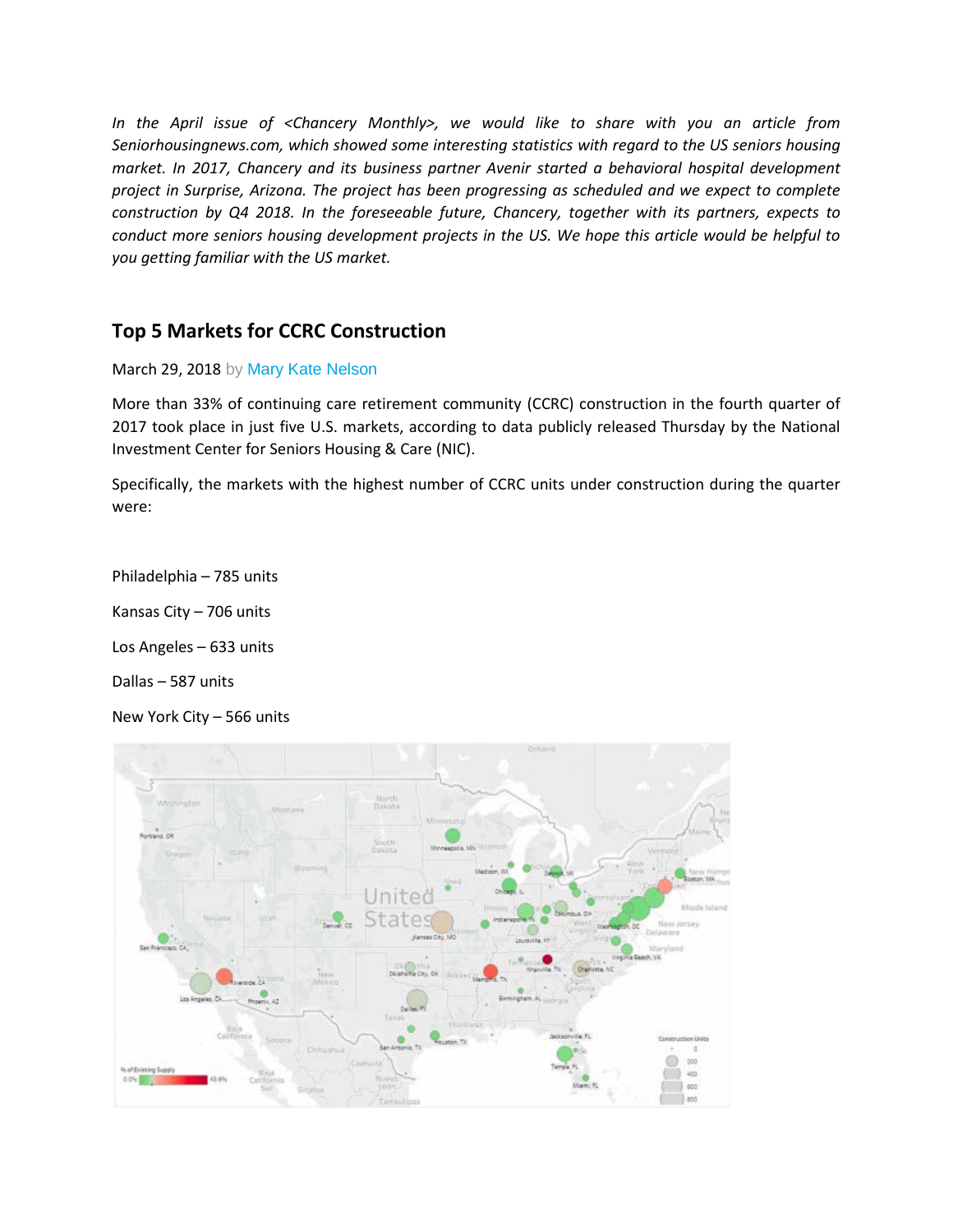*In the April issue of <Chancery Monthly>, we would like to share with you an article from Seniorhousingnews.com, which showed some interesting statistics with regard to the US seniors housing market. In 2017, Chancery and its business partner Avenir started a behavioral hospital development project in Surprise, Arizona. The project has been progressing as scheduled and we expect to complete construction by Q4 2018. In the foreseeable future, Chancery, together with its partners, expects to conduct more seniors housing development projects in the US. We hope this article would be helpful to you getting familiar with the US market.*

## Top 5 Markets for CCRC Construction

March 29, 2018 by Mary Kate Nelson

More than 33% of continuing care retirement community (CCRC) construction in the fourth quarter of 2017 took place in just five U.S. markets, according to data publicly released Thursday by the National Investment Center for Seniors Housing & Care (NIC).

Specifically, the markets with the highest number of CCRC units under construction during the quarter were:

Philadelphia – 785 units

Kansas City – 706 units

Los Angeles – 633 units

Dallas – 587 units

New York City – 566 units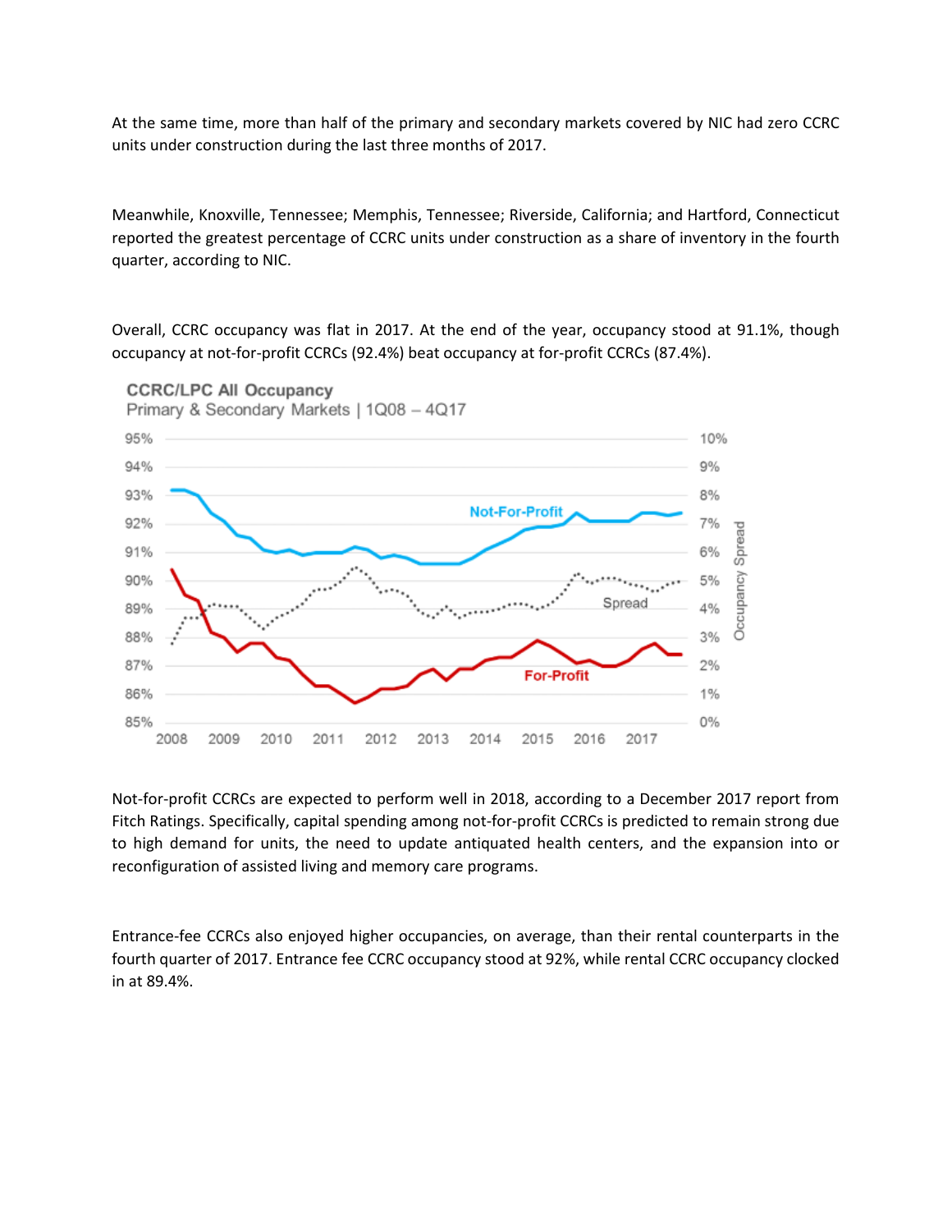At the same time, more than half of the primary and secondary markets covered by NIC had zero CCRC units under construction during the last three months of 2017.

Meanwhile, Knoxville, Tennessee; Memphis, Tennessee; Riverside, California; and Hartford, Connecticut reported the greatest percentage of CCRC units under construction as a share of inventory in the fourth quarter, according to NIC.

Overall, CCRC occupancy was flat in 2017. At the end of the year, occupancy stood at 91.1%, though occupancy at not-for-profit CCRCs (92.4%) beat occupancy at for-profit CCRCs (87.4%).

CCRC/LPC All Occupancy

Primary & Secondary Markets | 1Q08 – 4Q17

95%
94%
93%
92%
91%
90%
89%
88%
87%
86%
85%

10%
9%
8%
7%
6%
5%
4%
3%
2%
1%
0%

Occupancy Spread

Not-For-Profit

Spread

For-Profit

2008 2009 2010 2011 2012 2013 2014 2015 2016 2017

Not-for-profit CCRCs are expected to perform well in 2018, according to a December 2017 report from Fitch Ratings. Specifically, capital spending among not-for-profit CCRCs is predicted to remain strong due to high demand for units, the need to update antiquated health centers, and the expansion into or reconfiguration of assisted living and memory care programs.

Entrance-fee CCRCs also enjoyed higher occupancies, on average, than their rental counterparts in the fourth quarter of 2017. Entrance fee CCRC occupancy stood at 92%, while rental CCRC occupancy clocked in at 89.4%.